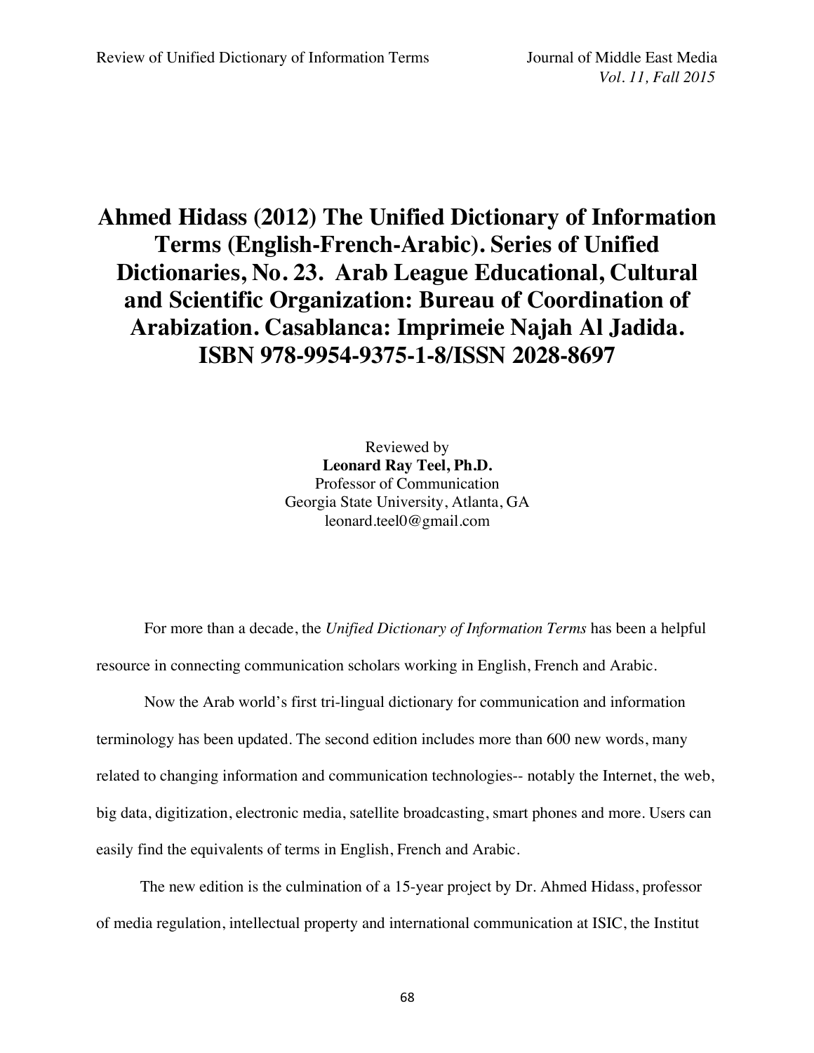# Ahmed Hidass (2012) The Unified Dictionary of Information Terms (English-French-Arabic). Series of Unified Dictionaries, No. 23. Arab League Educational, Cultural and Scientific Organization: Bureau of Coordination of Arabization. Casablanca: Imprimeie Najah Al Jadida. ISBN 978-9954-9375-1-8/ISSN 2028-8697

Reviewed by
**Leonard Ray Teel, Ph.D.**
Professor of Communication
Georgia State University, Atlanta, GA
leonard.teel0@gmail.com

For more than a decade, the *Unified Dictionary of Information Terms* has been a helpful resource in connecting communication scholars working in English, French and Arabic.

Now the Arab world's first tri-lingual dictionary for communication and information terminology has been updated. The second edition includes more than 600 new words, many related to changing information and communication technologies-- notably the Internet, the web, big data, digitization, electronic media, satellite broadcasting, smart phones and more. Users can easily find the equivalents of terms in English, French and Arabic.

The new edition is the culmination of a 15-year project by Dr. Ahmed Hidass, professor of media regulation, intellectual property and international communication at ISIC, the Institut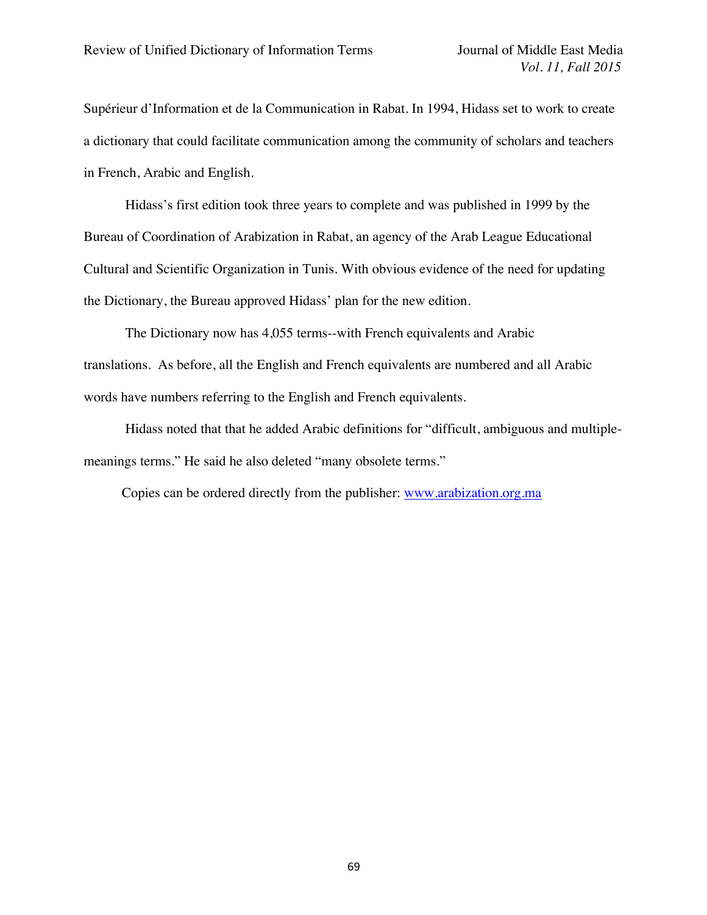Supérieur d'Information et de la Communication in Rabat. In 1994, Hidass set to work to create a dictionary that could facilitate communication among the community of scholars and teachers in French, Arabic and English.

Hidass's first edition took three years to complete and was published in 1999 by the Bureau of Coordination of Arabization in Rabat, an agency of the Arab League Educational Cultural and Scientific Organization in Tunis. With obvious evidence of the need for updating the Dictionary, the Bureau approved Hidass' plan for the new edition.

The Dictionary now has 4,055 terms--with French equivalents and Arabic translations. As before, all the English and French equivalents are numbered and all Arabic words have numbers referring to the English and French equivalents.

Hidass noted that that he added Arabic definitions for "difficult, ambiguous and multiple-meanings terms." He said he also deleted "many obsolete terms."

Copies can be ordered directly from the publisher: [www.arabization.org.ma](www.arabization.org.ma)